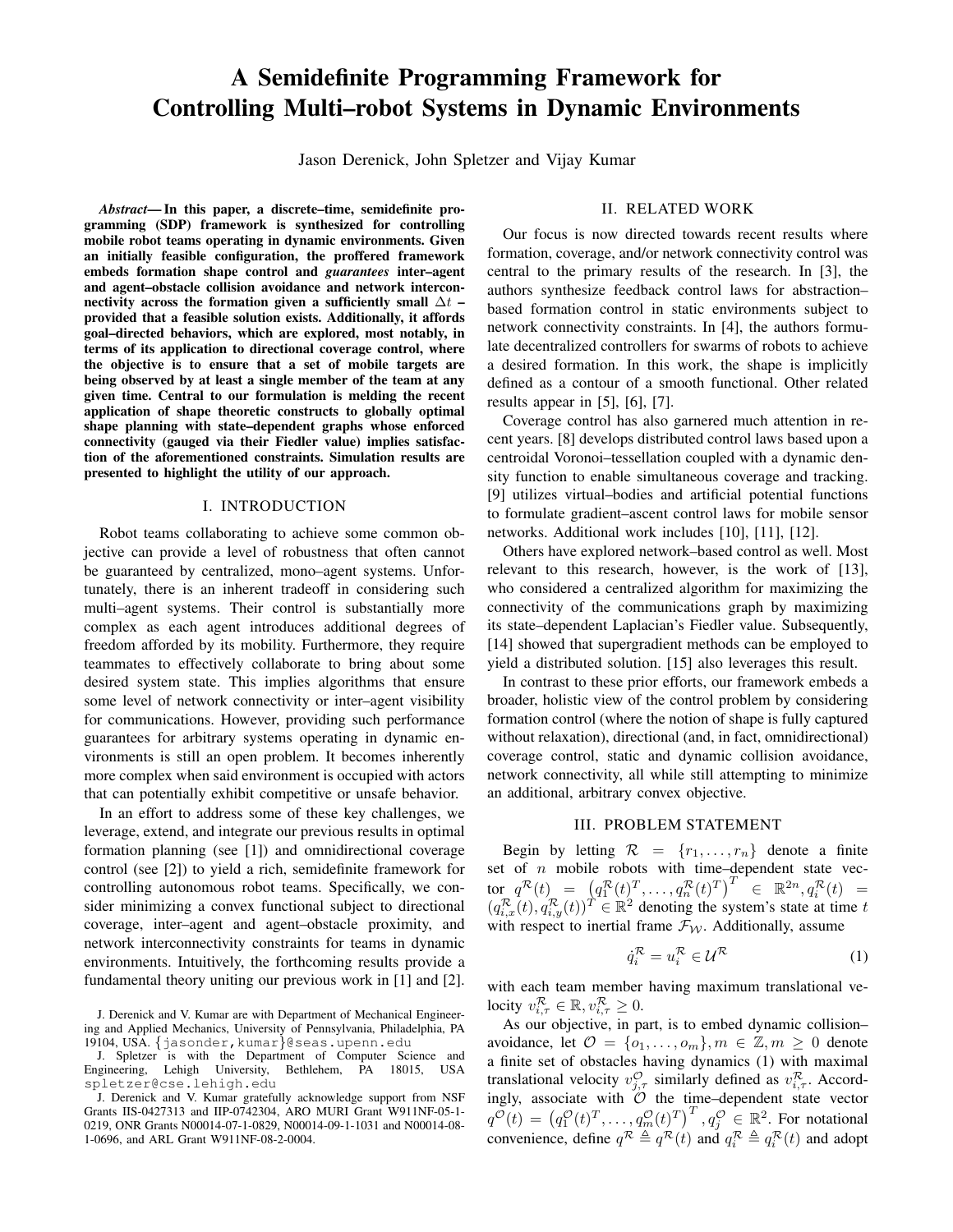# A Semidefinite Programming Framework for Controlling Multi–robot Systems in Dynamic Environments

Jason Derenick, John Spletzer and Vijay Kumar

***Abstract*— In this paper, a discrete–time, semidefinite programming (SDP) framework is synthesized for controlling mobile robot teams operating in dynamic environments. Given an initially feasible configuration, the proffered framework embeds formation shape control and *guarantees* inter–agent and agent–obstacle collision avoidance and network interconnectivity across the formation given a sufficiently small $\Delta t$ – provided that a feasible solution exists. Additionally, it affords goal–directed behaviors, which are explored, most notably, in terms of its application to directional coverage control, where the objective is to ensure that a set of mobile targets are being observed by at least a single member of the team at any given time. Central to our formulation is melding the recent application of shape theoretic constructs to globally optimal shape planning with state–dependent graphs whose enforced connectivity (gauged via their Fiedler value) implies satisfaction of the aforementioned constraints. Simulation results are presented to highlight the utility of our approach.**

## I. INTRODUCTION

Robot teams collaborating to achieve some common objective can provide a level of robustness that often cannot be guaranteed by centralized, mono–agent systems. Unfortunately, there is an inherent tradeoff in considering such multi–agent systems. Their control is substantially more complex as each agent introduces additional degrees of freedom afforded by its mobility. Furthermore, they require teammates to effectively collaborate to bring about some desired system state. This implies algorithms that ensure some level of network connectivity or inter–agent visibility for communications. However, providing such performance guarantees for arbitrary systems operating in dynamic environments is still an open problem. It becomes inherently more complex when said environment is occupied with actors that can potentially exhibit competitive or unsafe behavior.

In an effort to address some of these key challenges, we leverage, extend, and integrate our previous results in optimal formation planning (see [1]) and omnidirectional coverage control (see [2]) to yield a rich, semidefinite framework for controlling autonomous robot teams. Specifically, we consider minimizing a convex functional subject to directional coverage, inter–agent and agent–obstacle proximity, and network interconnectivity constraints for teams in dynamic environments. Intuitively, the forthcoming results provide a fundamental theory uniting our previous work in [1] and [2].

J. Derenick and V. Kumar are with Department of Mechanical Engineering and Applied Mechanics, University of Pennsylvania, Philadelphia, PA 19104, USA. {jasonder,kumar}@seas.upenn.edu

J. Spletzer is with the Department of Computer Science and Engineering, Lehigh University, Bethlehem, PA 18015, USA spletzer@cse.lehigh.edu

J. Derenick and V. Kumar gratefully acknowledge support from NSF Grants IIS-0427313 and IIP-0742304, ARO MURI Grant W911NF-05-1-0219, ONR Grants N00014-07-1-0829, N00014-09-1-1031 and N00014-08-1-0696, and ARL Grant W911NF-08-2-0004.

## II. RELATED WORK

Our focus is now directed towards recent results where formation, coverage, and/or network connectivity control was central to the primary results of the research. In [3], the authors synthesize feedback control laws for abstraction–based formation control in static environments subject to network connectivity constraints. In [4], the authors formulate decentralized controllers for swarms of robots to achieve a desired formation. In this work, the shape is implicitly defined as a contour of a smooth functional. Other related results appear in [5], [6], [7].

Coverage control has also garnered much attention in recent years. [8] develops distributed control laws based upon a centroidal Voronoi–tessellation coupled with a dynamic density function to enable simultaneous coverage and tracking. [9] utilizes virtual–bodies and artificial potential functions to formulate gradient–ascent control laws for mobile sensor networks. Additional work includes [10], [11], [12].

Others have explored network–based control as well. Most relevant to this research, however, is the work of [13], who considered a centralized algorithm for maximizing the connectivity of the communications graph by maximizing its state–dependent Laplacian's Fiedler value. Subsequently, [14] showed that supergradient methods can be employed to yield a distributed solution. [15] also leverages this result.

In contrast to these prior efforts, our framework embeds a broader, holistic view of the control problem by fully considering formation control (where the notion of shape is fully captured without relaxation), directional (and, in fact, omnidirectional) coverage control, static and dynamic collision avoidance, network connectivity, all while still attempting to minimize an additional, arbitrary convex objective.

## III. PROBLEM STATEMENT

Begin by letting $\mathcal{R} = \{r_1, \ldots, r_n\}$ denote a finite set of $n$ mobile robots with time–dependent state vector $q^{\mathcal{R}}(t) = \left(q_1^{\mathcal{R}}(t)^T, \ldots, q_n^{\mathcal{R}}(t)^T\right)^T \in \mathbb{R}^{2n}, q_i^{\mathcal{R}}(t) = (q_{i,x}^{\mathcal{R}}(t), q_{i,y}^{\mathcal{R}}(t))^T \in \mathbb{R}^2$ denoting the system's state at time $t$ with respect to inertial frame $\mathcal{F}_{\mathcal{W}}$. Additionally, assume

$$\dot{q}_i^{\mathcal{R}} = u_i^{\mathcal{R}} \in \mathcal{U}^{\mathcal{R}} \tag{1}$$

with each team member having maximum translational velocity $v_{i,\tau}^{\mathcal{R}} \in \mathbb{R}, v_{i,\tau}^{\mathcal{R}} \geq 0$.

As our objective, in part, is to embed dynamic collision–avoidance, let $\mathcal{O} = \{o_1, \ldots, o_m\}, m \in \mathbb{Z}, m \geq 0$ denote a finite set of obstacles having dynamics (1) with maximal translational velocity $v_{j,\tau}^{\mathcal{O}}$ similarly defined as $v_{i,\tau}^{\mathcal{R}}$. Accordingly, associate with $\mathcal{O}$ the time–dependent state vector $q^{\mathcal{O}}(t) = \left(q_1^{\mathcal{O}}(t)^T, \ldots, q_m^{\mathcal{O}}(t)^T\right)^T, q_j^{\mathcal{O}} \in \mathbb{R}^2$. For notational convenience, define $q^{\mathcal{R}} \triangleq q^{\mathcal{R}}(t)$ and $q_i^{\mathcal{R}} \triangleq q_i^{\mathcal{R}}(t)$ and adopt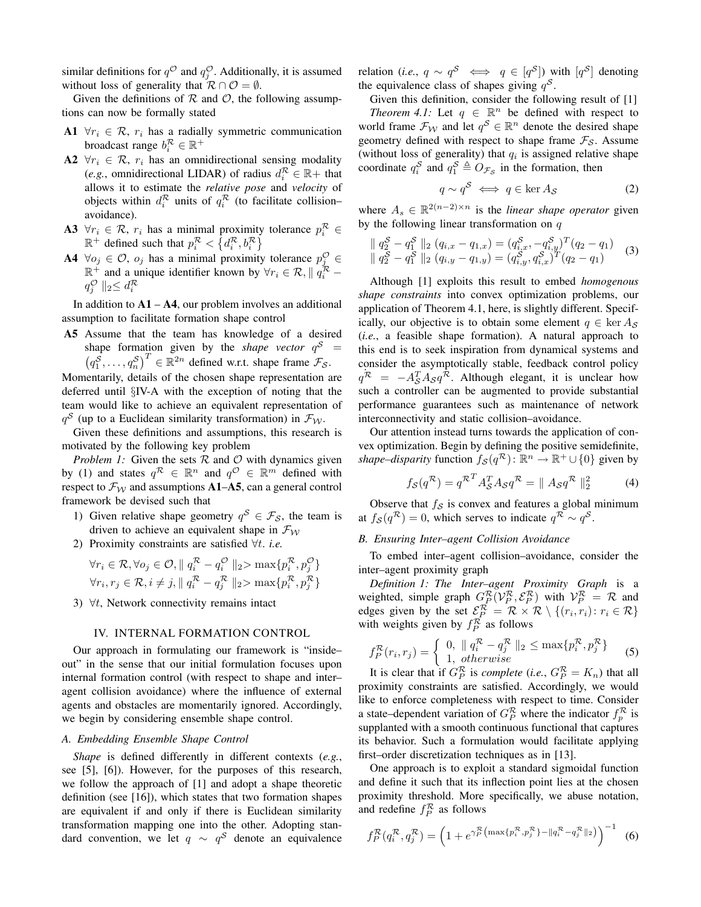similar definitions for $q^{\mathcal{O}}$ and $q_j^{\mathcal{O}}$. Additionally, it is assumed without loss of generality that $\mathcal{R} \cap \mathcal{O} = \emptyset$.

Given the definitions of $\mathcal{R}$ and $\mathcal{O}$, the following assumptions can now be formally stated

- **A1** $\forall r_i \in \mathcal{R}$, $r_i$ has a radially symmetric communication broadcast range $b_i^{\mathcal{R}} \in \mathbb{R}^+$
- **A2** $\forall r_i \in \mathcal{R}$, $r_i$ has an omnidirectional sensing modality (*e.g.*, omnidirectional LIDAR) of radius $d_i^{\mathcal{R}} \in \mathbb{R}+$ that allows it to estimate the *relative pose* and *velocity* of objects within $d_i^{\mathcal{R}}$ units of $q_i^{\mathcal{R}}$ (to facilitate collision–avoidance).
- **A3** $\forall r_i \in \mathcal{R}$, $r_i$ has a minimal proximity tolerance $p_i^{\mathcal{R}} \in \mathbb{R}^+$ defined such that $p_i^{\mathcal{R}} < \{d_i^{\mathcal{R}}, b_i^{\mathcal{R}}\}$
- **A4** $\forall o_j \in \mathcal{O}$, $o_j$ has a minimal proximity tolerance $p_j^{\mathcal{O}} \in \mathbb{R}^+$ and a unique identifier known by $\forall r_i \in \mathcal{R}, \| q_i^{\mathcal{R}} - q_j^{\mathcal{O}} \|_2 \leq d_i^{\mathcal{R}}$

In addition to **A1** – **A4**, our problem involves an additional assumption to facilitate formation shape control

- **A5** Assume that the team has knowledge of a desired shape formation given by the *shape vector* $q^{\mathcal{S}} = \left(q_1^{\mathcal{S}}, \ldots, q_n^{\mathcal{S}}\right)^T \in \mathbb{R}^{2n}$ defined w.r.t. shape frame $\mathcal{F}_{\mathcal{S}}$.

Momentarily, details of the chosen shape representation are deferred until §IV-A with the exception of noting that the team would like to achieve an equivalent representation of $q^{\mathcal{S}}$ (up to a Euclidean similarity transformation) in $\mathcal{F}_{\mathcal{W}}$.

Given these definitions and assumptions, this research is motivated by the following key problem

*Problem 1:* Given the sets $\mathcal{R}$ and $\mathcal{O}$ with dynamics given by (1) and states $q^{\mathcal{R}} \in \mathbb{R}^n$ and $q^{\mathcal{O}} \in \mathbb{R}^m$ defined with respect to $\mathcal{F}_{\mathcal{W}}$ and assumptions **A1**–**A5**, can a general control framework be devised such that

1) Given relative shape geometry $q^{\mathcal{S}} \in \mathcal{F}_{\mathcal{S}}$, the team is driven to achieve an equivalent shape in $\mathcal{F}_{\mathcal{W}}$
2) Proximity constraints are satisfied $\forall t$. *i.e.*
$$\forall r_i \in \mathcal{R}, \forall o_j \in \mathcal{O}, \| q_i^{\mathcal{R}} - q_i^{\mathcal{O}} \|_2 > \max\{p_i^{\mathcal{R}}, p_j^{\mathcal{O}}\}$$
$$\forall r_i, r_j \in \mathcal{R}, i \neq j, \| q_i^{\mathcal{R}} - q_j^{\mathcal{R}} \|_2 > \max\{p_i^{\mathcal{R}}, p_j^{\mathcal{R}}\}$$
3) $\forall t$, Network connectivity remains intact

## IV. INTERNAL FORMATION CONTROL

Our approach in formulating our framework is "inside–out" in the sense that our initial formulation focuses upon internal formation control (with respect to shape and inter–agent collision avoidance) where the influence of external agents and obstacles are momentarily ignored. Accordingly, we begin by considering ensemble shape control.

### A. Embedding Ensemble Shape Control

*Shape* is defined differently in different contexts (*e.g.*, see [5], [6]). However, for the purposes of this research, we follow the approach of [1] and adopt a shape theoretic definition (see [16]), which states that two formation shapes are equivalent if and only if there is Euclidean similarity transformation mapping one into the other. Adopting standard convention, we let $q \sim q^{\mathcal{S}}$ denote an equivalence relation (*i.e.*, $q \sim q^{\mathcal{S}} \iff q \in [q^{\mathcal{S}}]$) with $[q^{\mathcal{S}}]$ denoting the equivalence class of shapes giving $q^{\mathcal{S}}$.

Given this definition, consider the following result of [1]

*Theorem 4.1:* Let $q \in \mathbb{R}^n$ be defined with respect to world frame $\mathcal{F}_{\mathcal{W}}$ and let $q^{\mathcal{S}} \in \mathbb{R}^n$ denote the desired shape geometry defined with respect to shape frame $\mathcal{F}_{\mathcal{S}}$. Assume (without loss of generality) that $q_i$ is assigned relative shape coordinate $q_i^{\mathcal{S}}$ and $q_1^{\mathcal{S}} \triangleq O_{\mathcal{F}_{\mathcal{S}}}$ in the formation, then

$$q \sim q^{\mathcal{S}} \iff q \in \ker A_{\mathcal{S}} \tag{2}$$

where $A_s \in \mathbb{R}^{2(n-2)\times n}$ is the *linear shape operator* given by the following linear transformation on $q$

$$\begin{array}{l} \| q_2^{\mathcal{S}} - q_1^{\mathcal{S}} \|_2 \,(q_{i,x} - q_{1,x}) = (q_{i,x}^{\mathcal{S}}, -q_{i,y}^{\mathcal{S}})^T (q_2 - q_1) \\ \| q_2^{\mathcal{S}} - q_1^{\mathcal{S}} \|_2 \,(q_{i,y} - q_{1,y}) = (q_{i,y}^{\mathcal{S}}, q_{i,x}^{\mathcal{S}})^T (q_2 - q_1) \end{array} \tag{3}$$

Although [1] exploits this result to embed *homogenous shape constraints* into convex optimization problems, our application of Theorem 4.1, here, is slightly different. Specifically, our objective is to obtain some element $q \in \ker A_{\mathcal{S}}$ (*i.e.*, a feasible shape formation). A natural approach to this end is to seek inspiration from dynamical systems and consider the asymptotically stable, feedback control policy $\dot{q}^{\mathcal{R}} = -A_{\mathcal{S}}^T A_{\mathcal{S}} q^{\mathcal{R}}$. Although elegant, it is unclear how such a controller can be augmented to provide substantial performance guarantees such as maintenance of network interconnectivity and static collision–avoidance.

Our attention instead turns towards the application of convex optimization. Begin by defining the positive semidefinite, *shape–disparity* function $f_{\mathcal{S}}(q^{\mathcal{R}}) \colon \mathbb{R}^n \to \mathbb{R}^+ \cup \{0\}$ given by

$$f_{\mathcal{S}}(q^{\mathcal{R}}) = {q^{\mathcal{R}}}^T A_{\mathcal{S}}^T A_{\mathcal{S}} q^{\mathcal{R}} = \| A_{\mathcal{S}} q^{\mathcal{R}} \|_2^2 \tag{4}$$

Observe that $f_{\mathcal{S}}$ is convex and features a global minimum at $f_{\mathcal{S}}(q^{\mathcal{R}}) = 0$, which serves to indicate $q^{\mathcal{R}} \sim q^{\mathcal{S}}$.

### B. Ensuring Inter–agent Collision Avoidance

To embed inter–agent collision–avoidance, consider the inter–agent proximity graph

*Definition 1: The Inter–agent Proximity Graph* is a weighted, simple graph $G_P^{\mathcal{R}}(\mathcal{V}_P^{\mathcal{R}}, \mathcal{E}_P^{\mathcal{R}})$ with $\mathcal{V}_P^{\mathcal{R}} = \mathcal{R}$ and edges given by the set $\mathcal{E}_P^{\mathcal{R}} = \mathcal{R} \times \mathcal{R} \setminus \{(r_i, r_i) \colon r_i \in \mathcal{R}\}$ with weights given by $f_P^{\mathcal{R}}$ as follows

$$f_P^{\mathcal{R}}(r_i, r_j) = \left\{ \begin{array}{ll} 0, & \| q_i^{\mathcal{R}} - q_j^{\mathcal{R}} \|_2 \leq \max\{p_i^{\mathcal{R}}, p_j^{\mathcal{R}}\} \\ 1, & otherwise \end{array} \right. \tag{5}$$

It is clear that if $G_P^{\mathcal{R}}$ is *complete* (*i.e.*, $G_P^{\mathcal{R}} = K_n$) that all proximity constraints are satisfied. Accordingly, we would like to enforce completeness with respect to time. Consider a state–dependent variation of $G_P^{\mathcal{R}}$ where the indicator $f_p^{\mathcal{R}}$ is supplanted with a smooth continuous functional that captures its behavior. Such a formulation would facilitate applying first–order discretization techniques as in [13].

One approach is to exploit a standard sigmoidal function and define it such that its inflection point lies at the chosen proximity threshold. More specifically, we abuse notation, and redefine $f_P^{\mathcal{R}}$ as follows

$$f_P^{\mathcal{R}}(q_i^{\mathcal{R}}, q_j^{\mathcal{R}}) = \left(1 + e^{\gamma_P^{\mathcal{R}}\left(\max\{p_i^{\mathcal{R}}, p_j^{\mathcal{R}}\} - \| q_i^{\mathcal{R}} - q_j^{\mathcal{R}} \|_2\right)}\right)^{-1} \tag{6}$$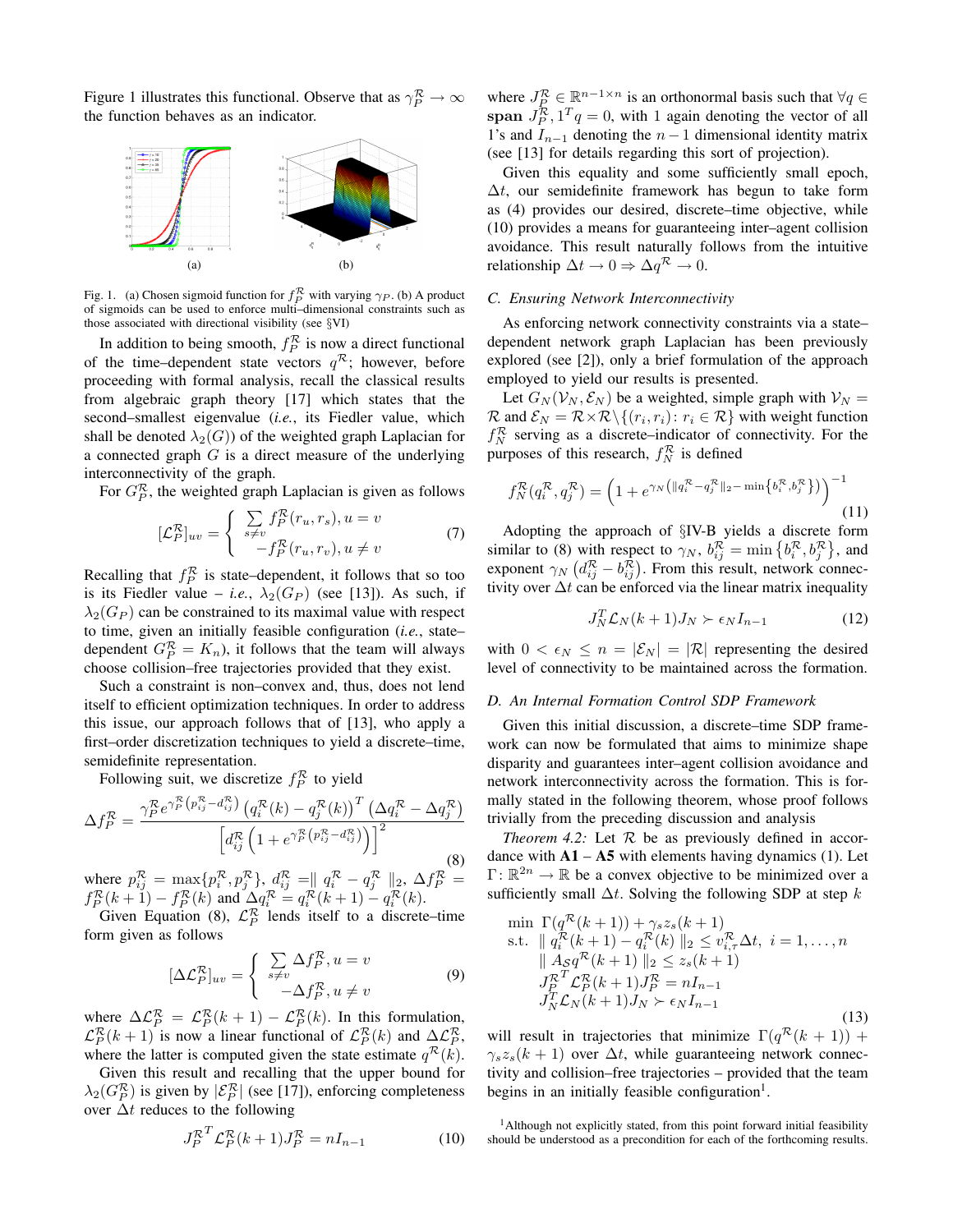Figure 1 illustrates this functional. Observe that as $\gamma_P^{\mathcal{R}} \to \infty$ the function behaves as an indicator.

Fig. 1. (a) Chosen sigmoid function for $f_P^{\mathcal{R}}$ with varying $\gamma_P$. (b) A product of sigmoids can be used to enforce multi–dimensional constraints such as those associated with directional visibility (see §VI)

In addition to being smooth, $f_P^{\mathcal{R}}$ is now a direct functional of the time–dependent state vectors $q^{\mathcal{R}}$; however, before proceeding with formal analysis, recall the classical results from algebraic graph theory [17] which states that the second–smallest eigenvalue (*i.e.*, its Fiedler value, which shall be denoted $\lambda_2(G)$) of the weighted graph Laplacian for a connected graph $G$ is a direct measure of the underlying interconnectivity of the graph.

For $G_P^{\mathcal{R}}$, the weighted graph Laplacian is given as follows

$$[\mathcal{L}_P^{\mathcal{R}}]_{uv} = \begin{cases} \sum\limits_{s \neq v} f_P^{\mathcal{R}}(r_u, r_s), u = v \\ -f_P^{\mathcal{R}}(r_u, r_v), u \neq v \end{cases} \tag{7}$$

Recalling that $f_P^{\mathcal{R}}$ is state–dependent, it follows that so too is its Fiedler value – *i.e.*, $\lambda_2(G_P)$ (see [13]). As such, if $\lambda_2(G_P)$ can be constrained to its maximal value with respect to time, given an initially feasible configuration (*i.e.*, state–dependent $G_P^{\mathcal{R}} = K_n$), it follows that the team will always choose collision–free trajectories provided that they exist.

Such a constraint is non–convex and, thus, does not lend itself to efficient optimization techniques. In order to address this issue, our approach follows that of [13], who apply a first–order discretization techniques to yield a discrete–time, semidefinite representation.

Following suit, we discretize $f_P^{\mathcal{R}}$ to yield

$$\Delta f_P^{\mathcal{R}} = \frac{\gamma_P^{\mathcal{R}} e^{\gamma_P^{\mathcal{R}}\left(p_{ij}^{\mathcal{R}} - d_{ij}^{\mathcal{R}}\right)} \left(q_i^{\mathcal{R}}(k) - q_j^{\mathcal{R}}(k)\right)^T \left(\Delta q_i^{\mathcal{R}} - \Delta q_j^{\mathcal{R}}\right)}{\left[d_{ij}^{\mathcal{R}}\left(1 + e^{\gamma_P^{\mathcal{R}}\left(p_{ij}^{\mathcal{R}} - d_{ij}^{\mathcal{R}}\right)}\right)\right]^2} \tag{8}$$

where $p_{ij}^{\mathcal{R}} = \max\{p_i^{\mathcal{R}}, p_j^{\mathcal{R}}\}$, $d_{ij}^{\mathcal{R}} = \| q_i^{\mathcal{R}} - q_j^{\mathcal{R}} \|_2$, $\Delta f_P^{\mathcal{R}} = f_P^{\mathcal{R}}(k+1) - f_P^{\mathcal{R}}(k)$ and $\Delta q_i^{\mathcal{R}} = q_i^{\mathcal{R}}(k+1) - q_i^{\mathcal{R}}(k)$.

Given Equation (8), $\mathcal{L}_P^{\mathcal{R}}$ lends itself to a discrete–time form given as follows

$$[\Delta\mathcal{L}_P^{\mathcal{R}}]_{uv} = \begin{cases} \sum\limits_{s \neq v} \Delta f_P^{\mathcal{R}}, u = v \\ -\Delta f_P^{\mathcal{R}}, u \neq v \end{cases} \tag{9}$$

where $\Delta\mathcal{L}_P^{\mathcal{R}} = \mathcal{L}_P^{\mathcal{R}}(k+1) - \mathcal{L}_P^{\mathcal{R}}(k)$. In this formulation, $\mathcal{L}_P^{\mathcal{R}}(k+1)$ is now a linear functional of $\mathcal{L}_P^{\mathcal{R}}(k)$ and $\Delta\mathcal{L}_P^{\mathcal{R}}$, where the latter is computed given the state estimate $q^{\mathcal{R}}(k)$.

Given this result and recalling that the upper bound for $\lambda_2(G_P^{\mathcal{R}})$ is given by $|\mathcal{E}_P^{\mathcal{R}}|$ (see [17]), enforcing completeness over $\Delta t$ reduces to the following

$$J_P^{\mathcal{R}^T} \mathcal{L}_P^{\mathcal{R}}(k+1) J_P^{\mathcal{R}} = nI_{n-1} \tag{10}$$

where $J_P^{\mathcal{R}} \in \mathbb{R}^{n-1 \times n}$ is an orthonormal basis such that $\forall q \in$ **span** $J_P^{\mathcal{R}}, 1^T q = 0$, with 1 again denoting the vector of all 1's and $I_{n-1}$ denoting the $n-1$ dimensional identity matrix (see [13] for details regarding this sort of projection).

Given this equality and some sufficiently small epoch, $\Delta t$, our semidefinite framework has begun to take form as (4) provides our desired, discrete–time objective, while (10) provides a means for guaranteeing inter–agent collision avoidance. This result naturally follows from the intuitive relationship $\Delta t \to 0 \Rightarrow \Delta q^{\mathcal{R}} \to 0$.

### *C. Ensuring Network Interconnectivity*

As enforcing network connectivity constraints via a state–dependent network graph Laplacian has been previously explored (see [2]), only a brief formulation of the approach employed to yield our results is presented.

Let $G_N(\mathcal{V}_N, \mathcal{E}_N)$ be a weighted, simple graph with $\mathcal{V}_N = \mathcal{R}$ and $\mathcal{E}_N = \mathcal{R} \times \mathcal{R} \backslash \{(r_i, r_i) : r_i \in \mathcal{R}\}$ with weight function $f_N^{\mathcal{R}}$ serving as a discrete–indicator of connectivity. For the purposes of this research, $f_N^{\mathcal{R}}$ is defined

$$f_N^{\mathcal{R}}(q_i^{\mathcal{R}}, q_j^{\mathcal{R}}) = \left(1 + e^{\gamma_N\left(\|q_i^{\mathcal{R}} - q_j^{\mathcal{R}}\|_2 - \min\left\{b_i^{\mathcal{R}}, b_j^{\mathcal{R}}\right\}\right)}\right)^{-1} \tag{11}$$

Adopting the approach of §IV-B yields a discrete form similar to (8) with respect to $\gamma_N$, $b_{ij}^{\mathcal{R}} = \min\left\{b_i^{\mathcal{R}}, b_j^{\mathcal{R}}\right\}$, and exponent $\gamma_N\left(d_{ij}^{\mathcal{R}} - b_{ij}^{\mathcal{R}}\right)$. From this result, network connectivity over $\Delta t$ can be enforced via the linear matrix inequality

$$J_N^T \mathcal{L}_N(k+1) J_N \succ \epsilon_N I_{n-1} \tag{12}$$

with $0 < \epsilon_N \leq n = |\mathcal{E}_N| = |\mathcal{R}|$ representing the desired level of connectivity to be maintained across the formation.

### *D. An Internal Formation Control SDP Framework*

Given this initial discussion, a discrete–time SDP framework can now be formulated that aims to minimize shape disparity and guarantees inter–agent collision avoidance and network interconnectivity across the formation. This is formally stated in the following theorem, whose proof follows trivially from the preceding discussion and analysis

*Theorem 4.2:* Let $\mathcal{R}$ be as previously defined in accordance with **A1** – **A5** with elements having dynamics (1). Let $\Gamma\colon \mathbb{R}^{2n} \to \mathbb{R}$ be a convex objective to be minimized over a sufficiently small $\Delta t$. Solving the following SDP at step $k$

$$\begin{aligned} \min \;& \Gamma(q^{\mathcal{R}}(k+1)) + \gamma_S z_s(k+1) \\ \text{s.t.} \;& \| q_i^{\mathcal{R}}(k+1) - q_i^{\mathcal{R}}(k) \|_2 \leq v_{i,\tau}^{\mathcal{R}} \Delta t, \; i = 1, \ldots, n \\ & \| A_S q^{\mathcal{R}}(k+1) \|_2 \leq z_s(k+1) \\ & J_P^{\mathcal{R}^T} \mathcal{L}_P^{\mathcal{R}}(k+1) J_P^{\mathcal{R}} = nI_{n-1} \\ & J_N^T \mathcal{L}_N(k+1) J_N \succ \epsilon_N I_{n-1} \end{aligned} \tag{13}$$

will result in trajectories that minimize $\Gamma(q^{\mathcal{R}}(k+1)) + \gamma_S z_s(k+1)$ over $\Delta t$, while guaranteeing network connectivity and collision–free trajectories – provided that the team begins in an initially feasible configuration[1].

[1]Although not explicitly stated, from this point forward initial feasibility should be understood as a precondition for each of the forthcoming results.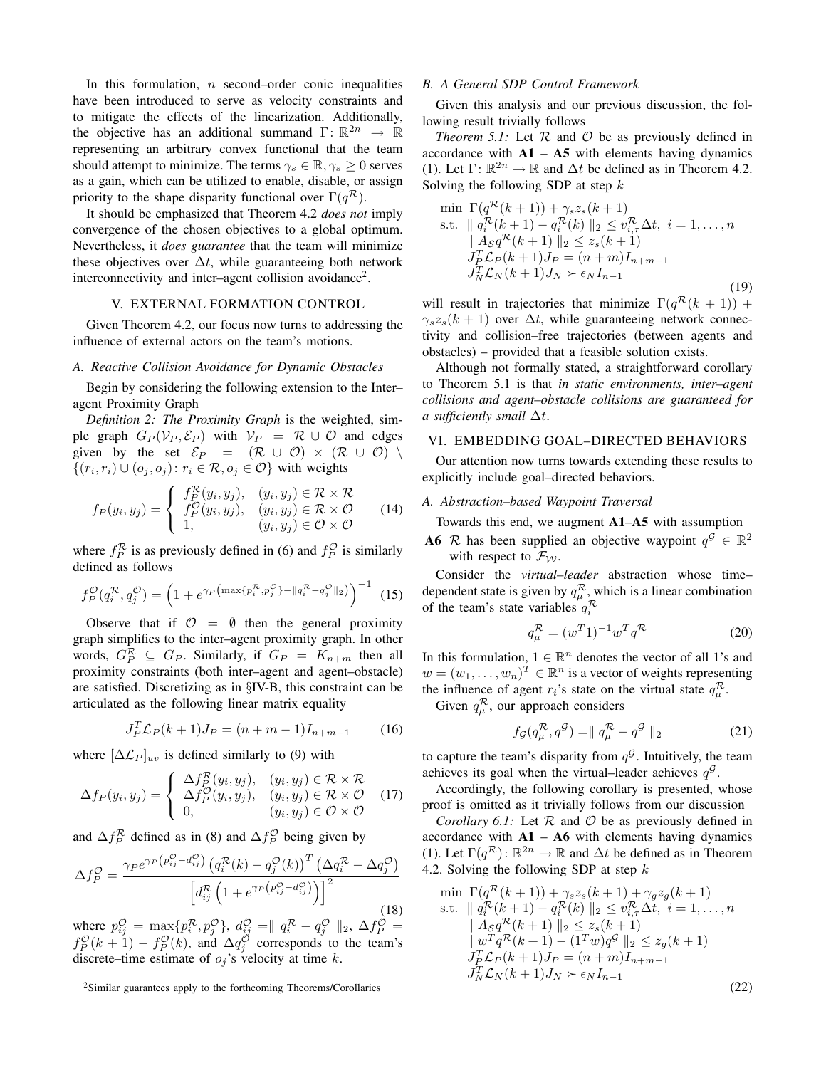In this formulation, $n$ second–order conic inequalities have been introduced to serve as velocity constraints and to mitigate the effects of the linearization. Additionally, the objective has an additional summand $\Gamma\colon \mathbb{R}^{2n} \rightarrow \mathbb{R}$ representing an arbitrary convex functional that the team should attempt to minimize. The terms $\gamma_s \in \mathbb{R}, \gamma_s \geq 0$ serves as a gain, which can be utilized to enable, disable, or assign priority to the shape disparity functional over $\Gamma(q^{\mathcal{R}})$.

It should be emphasized that Theorem 4.2 *does not* imply convergence of the chosen objectives to a global optimum. Nevertheless, it *does guarantee* that the team will minimize these objectives over $\Delta t$, while guaranteeing both network interconnectivity and inter–agent collision avoidance[2].

## V. EXTERNAL FORMATION CONTROL

Given Theorem 4.2, our focus now turns to addressing the influence of external actors on the team's motions.

### A. Reactive Collision Avoidance for Dynamic Obstacles

Begin by considering the following extension to the Inter–agent Proximity Graph

*Definition 2: The Proximity Graph* is the weighted, simple graph $G_P(\mathcal{V}_P, \mathcal{E}_P)$ with $\mathcal{V}_P = \mathcal{R} \cup \mathcal{O}$ and edges given by the set $\mathcal{E}_P = (\mathcal{R} \cup \mathcal{O}) \times (\mathcal{R} \cup \mathcal{O}) \setminus \{(r_i, r_i) \cup (o_j, o_j) \colon r_i \in \mathcal{R}, o_j \in \mathcal{O}\}$ with weights

$$f_P(y_i, y_j) = \begin{cases} f_P^{\mathcal{R}}(y_i, y_j), & (y_i, y_j) \in \mathcal{R} \times \mathcal{R} \\ f_P^{\mathcal{O}}(y_i, y_j), & (y_i, y_j) \in \mathcal{R} \times \mathcal{O} \\ 1, & (y_i, y_j) \in \mathcal{O} \times \mathcal{O} \end{cases} \tag{14}$$

where $f_P^{\mathcal{R}}$ is as previously defined in (6) and $f_P^{\mathcal{O}}$ is similarly defined as follows

$$f_P^{\mathcal{O}}(q_i^{\mathcal{R}}, q_j^{\mathcal{O}}) = \left(1 + e^{\gamma_P\left(\max\{p_i^{\mathcal{R}}, p_j^{\mathcal{O}}\} - \| q_i^{\mathcal{R}} - q_j^{\mathcal{O}} \|_2\right)}\right)^{-1} \tag{15}$$

Observe that if $\mathcal{O} = \emptyset$ then the general proximity graph simplifies to the inter–agent proximity graph. In other words, $G_P^{\mathcal{R}} \subseteq G_P$. Similarly, if $G_P = K_{n+m}$ then all proximity constraints (both inter–agent and agent–obstacle) are satisfied. Discretizing as in §IV-B, this constraint can be articulated as the following linear matrix equality

$$J_P^T \mathcal{L}_P(k+1) J_P = (n+m-1) I_{n+m-1} \tag{16}$$

where $[\Delta \mathcal{L}_P]_{uv}$ is defined similarly to (9) with

$$\Delta f_P(y_i, y_j) = \begin{cases} \Delta f_P^{\mathcal{R}}(y_i, y_j), & (y_i, y_j) \in \mathcal{R} \times \mathcal{R} \\ \Delta f_P^{\mathcal{O}}(y_i, y_j), & (y_i, y_j) \in \mathcal{R} \times \mathcal{O} \\ 0, & (y_i, y_j) \in \mathcal{O} \times \mathcal{O} \end{cases} \tag{17}$$

and $\Delta f_P^{\mathcal{R}}$ defined as in (8) and $\Delta f_P^{\mathcal{O}}$ being given by

$$\Delta f_P^{\mathcal{O}} = \frac{\gamma_P e^{\gamma_P\left(p_{ij}^{\mathcal{O}} - d_{ij}^{\mathcal{O}}\right)} \left(q_i^{\mathcal{R}}(k) - q_j^{\mathcal{O}}(k)\right)^T \left(\Delta q_i^{\mathcal{R}} - \Delta q_j^{\mathcal{O}}\right)}{\left[d_{ij}^{\mathcal{R}} \left(1 + e^{\gamma_P\left(p_{ij}^{\mathcal{O}} - d_{ij}^{\mathcal{O}}\right)}\right)\right]^2} \tag{18}$$

where $p_{ij}^{\mathcal{O}} = \max\{p_i^{\mathcal{R}}, p_j^{\mathcal{O}}\}$, $d_{ij}^{\mathcal{O}} = \| q_i^{\mathcal{R}} - q_j^{\mathcal{O}} \|_2$, $\Delta f_P^{\mathcal{O}} = f_P^{\mathcal{O}}(k+1) - f_P^{\mathcal{O}}(k)$, and $\Delta q_j^{\mathcal{O}}$ corresponds to the team's discrete–time estimate of $o_j$'s velocity at time $k$.

[2] Similar guarantees apply to the forthcoming Theorems/Corollaries

### B. A General SDP Control Framework

Given this analysis and our previous discussion, the following result trivially follows

*Theorem 5.1:* Let $\mathcal{R}$ and $\mathcal{O}$ be as previously defined in accordance with **A1** – **A5** with elements having dynamics (1). Let $\Gamma\colon \mathbb{R}^{2n} \rightarrow \mathbb{R}$ and $\Delta t$ be defined as in Theorem 4.2. Solving the following SDP at step $k$

$$\begin{aligned} \min \;\; & \Gamma(q^{\mathcal{R}}(k+1)) + \gamma_s z_s(k+1) \\ \text{s.t.} \;\; & \| q_i^{\mathcal{R}}(k+1) - q_i^{\mathcal{R}}(k) \|_2 \leq v_{i,\tau}^{\mathcal{R}} \Delta t, \; i = 1, \ldots, n \\ & \| A_{\mathcal{S}} q^{\mathcal{R}}(k+1) \|_2 \leq z_s(k+1) \\ & J_P^T \mathcal{L}_P(k+1) J_P = (n+m) I_{n+m-1} \\ & J_N^T \mathcal{L}_N(k+1) J_N \succ \epsilon_N I_{n-1} \end{aligned} \tag{19}$$

will result in trajectories that minimize $\Gamma(q^{\mathcal{R}}(k+1)) + \gamma_s z_s(k+1)$ over $\Delta t$, while guaranteeing network connectivity and collision–free trajectories (between agents and obstacles) – provided that a feasible solution exists.

Although not formally stated, a straightforward corollary to Theorem 5.1 is that *in static environments, inter–agent collisions and agent–obstacle collisions are guaranteed for a sufficiently small* $\Delta t$.

## VI. EMBEDDING GOAL–DIRECTED BEHAVIORS

Our attention now turns towards extending these results to explicitly include goal–directed behaviors.

### A. Abstraction–based Waypoint Traversal

Towards this end, we augment **A1**–**A5** with assumption

**A6** $\mathcal{R}$ has been supplied an objective waypoint $q^{\mathcal{G}} \in \mathbb{R}^2$ with respect to $\mathcal{F}_{\mathcal{W}}$.

Consider the *virtual–leader* abstraction whose time–dependent state is given by $q_\mu^{\mathcal{R}}$, which is a linear combination of the team's state variables $q_i^{\mathcal{R}}$

$$q_\mu^{\mathcal{R}} = (w^T 1)^{-1} w^T q^{\mathcal{R}} \tag{20}$$

In this formulation, $1 \in \mathbb{R}^n$ denotes the vector of all 1's and $w = (w_1, \ldots, w_n)^T \in \mathbb{R}^n$ is a vector of weights representing the influence of agent $r_i$'s state on the virtual state $q_\mu^{\mathcal{R}}$.

Given $q_\mu^{\mathcal{R}}$, our approach considers

$$f_{\mathcal{G}}(q_\mu^{\mathcal{R}}, q^{\mathcal{G}}) = \| q_\mu^{\mathcal{R}} - q^{\mathcal{G}} \|_2 \tag{21}$$

to capture the team's disparity from $q^{\mathcal{G}}$. Intuitively, the team achieves its goal when the virtual–leader achieves $q^{\mathcal{G}}$.

Accordingly, the following corollary is presented, whose proof is omitted as it trivially follows from our discussion

*Corollary 6.1:* Let $\mathcal{R}$ and $\mathcal{O}$ be as previously defined in accordance with **A1** – **A6** with elements having dynamics (1). Let $\Gamma(q^{\mathcal{R}})\colon \mathbb{R}^{2n} \rightarrow \mathbb{R}$ and $\Delta t$ be defined as in Theorem 4.2. Solving the following SDP at step $k$

$$\begin{aligned} \min \;\; & \Gamma(q^{\mathcal{R}}(k+1)) + \gamma_s z_s(k+1) + \gamma_g z_g(k+1) \\ \text{s.t.} \;\; & \| q_i^{\mathcal{R}}(k+1) - q_i^{\mathcal{R}}(k) \|_2 \leq v_{i,\tau}^{\mathcal{R}} \Delta t, \; i = 1, \ldots, n \\ & \| A_{\mathcal{S}} q^{\mathcal{R}}(k+1) \|_2 \leq z_s(k+1) \\ & \| w^T q^{\mathcal{R}}(k+1) - (1^T w) q^{\mathcal{G}} \|_2 \leq z_g(k+1) \\ & J_P^T \mathcal{L}_P(k+1) J_P = (n+m) I_{n+m-1} \\ & J_N^T \mathcal{L}_N(k+1) J_N \succ \epsilon_N I_{n-1} \end{aligned} \tag{22}$$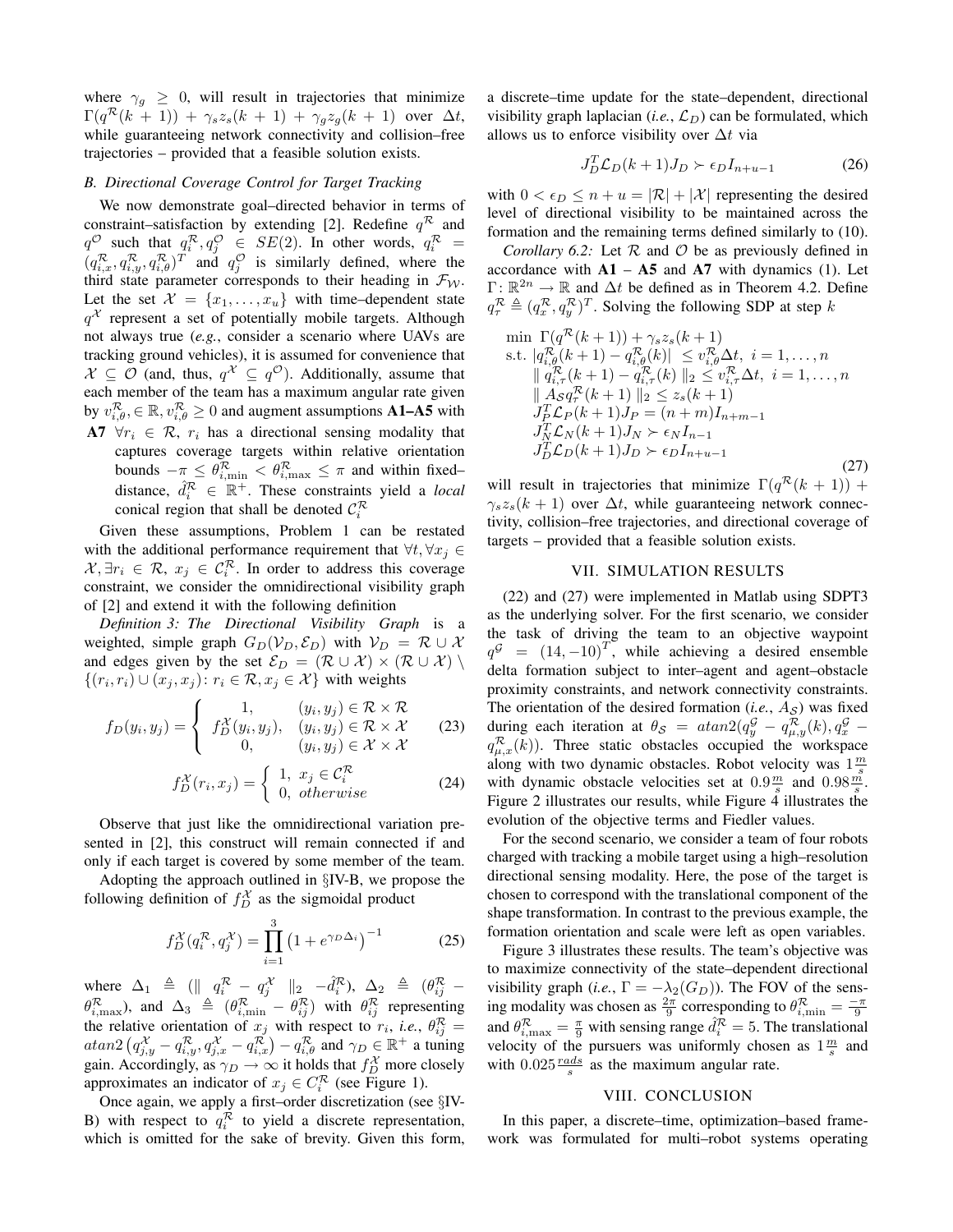where $\gamma_g \geq 0$, will result in trajectories that minimize $\Gamma(q^{\mathcal{R}}(k+1)) + \gamma_s z_s(k+1) + \gamma_g z_g(k+1)$ over $\Delta t$, while guaranteeing network connectivity and collision–free trajectories – provided that a feasible solution exists.

### B. Directional Coverage Control for Target Tracking

We now demonstrate goal–directed behavior in terms of constraint–satisfaction by extending [2]. Redefine $q^{\mathcal{R}}$ and $q^{\mathcal{O}}$ such that $q_i^{\mathcal{R}}, q_j^{\mathcal{O}} \in SE(2)$. In other words, $q_i^{\mathcal{R}} = (q_{i,x}^{\mathcal{R}}, q_{i,y}^{\mathcal{R}}, q_{i,\theta}^{\mathcal{R}})^T$ and $q_j^{\mathcal{O}}$ is similarly defined, where the third state parameter corresponds to their heading in $\mathcal{F}_{\mathcal{W}}$. Let the set $\mathcal{X} = \{x_1, \ldots, x_u\}$ with time–dependent state $q^{\mathcal{X}}$ represent a set of potentially mobile targets. Although not always true (*e.g.*, consider a scenario where UAVs are tracking ground vehicles), it is assumed for convenience that $\mathcal{X} \subseteq \mathcal{O}$ (and, thus, $q^{\mathcal{X}} \subseteq q^{\mathcal{O}}$). Additionally, assume that each member of the team has a maximum angular rate given by $v_{i,\theta}^{\mathcal{R}}, \in \mathbb{R}, v_{i,\theta}^{\mathcal{R}} \geq 0$ and augment assumptions **A1–A5** with

**A7** $\forall r_i \in \mathcal{R}$, $r_i$ has a directional sensing modality that captures coverage targets within relative orientation bounds $-\pi \leq \theta_{i,\min}^{\mathcal{R}} < \theta_{i,\max}^{\mathcal{R}} \leq \pi$ and within fixed–distance, $\hat{d}_i^{\mathcal{R}} \in \mathbb{R}^+$. These constraints yield a *local* conical region that shall be denoted $\mathcal{C}_i^{\mathcal{R}}$

Given these assumptions, Problem 1 can be restated with the additional performance requirement that $\forall t, \forall x_j \in \mathcal{X}, \exists r_i \in \mathcal{R}$, $x_j \in \mathcal{C}_i^{\mathcal{R}}$. In order to address this coverage constraint, we consider the omnidirectional visibility graph of [2] and extend it with the following definition

*Definition 3: The Directional Visibility Graph* is a weighted, simple graph $G_D(\mathcal{V}_D, \mathcal{E}_D)$ with $\mathcal{V}_D = \mathcal{R} \cup \mathcal{X}$ and edges given by the set $\mathcal{E}_D = (\mathcal{R} \cup \mathcal{X}) \times (\mathcal{R} \cup \mathcal{X}) \setminus \{(r_i, r_i) \cup (x_j, x_j) \colon r_i \in \mathcal{R}, x_j \in \mathcal{X}\}$ with weights

$$f_D(y_i, y_j) = \left\{ \begin{array}{ll} 1, & (y_i, y_j) \in \mathcal{R} \times \mathcal{R} \\ f_D^{\mathcal{X}}(y_i, y_j), & (y_i, y_j) \in \mathcal{R} \times \mathcal{X} \\ 0, & (y_i, y_j) \in \mathcal{X} \times \mathcal{X} \end{array} \right. \tag{23}$$

$$f_D^{\mathcal{X}}(r_i, x_j) = \left\{ \begin{array}{ll} 1, & x_j \in \mathcal{C}_i^{\mathcal{R}} \\ 0, & otherwise \end{array} \right. \tag{24}$$

Observe that just like the omnidirectional variation presented in [2], this construct will remain connected if and only if each target is covered by some member of the team.

Adopting the approach outlined in §IV-B, we propose the following definition of $f_D^{\mathcal{X}}$ as the sigmoidal product

$$f_D^{\mathcal{X}}(q_i^{\mathcal{R}}, q_j^{\mathcal{X}}) = \prod_{i=1}^{3} \left(1 + e^{\gamma_D \Delta_i}\right)^{-1} \tag{25}$$

where $\Delta_1 \triangleq (\| q_i^{\mathcal{R}} - q_j^{\mathcal{X}} \|_2 - \hat{d}_i^{\mathcal{R}})$, $\Delta_2 \triangleq (\theta_{ij}^{\mathcal{R}} - \theta_{i,\max}^{\mathcal{R}})$, and $\Delta_3 \triangleq (\theta_{i,\min}^{\mathcal{R}} - \theta_{ij}^{\mathcal{R}})$ with $\theta_{ij}^{\mathcal{R}}$ representing the relative orientation of $x_j$ with respect to $r_i$, *i.e.*, $\theta_{ij}^{\mathcal{R}} = atan2\left(q_{j,y}^{\mathcal{X}} - q_{i,y}^{\mathcal{R}}, q_{j,x}^{\mathcal{X}} - q_{i,x}^{\mathcal{R}}\right) - q_{i,\theta}^{\mathcal{R}}$ and $\gamma_D \in \mathbb{R}^+$ a tuning gain. Accordingly, as $\gamma_D \to \infty$ it holds that $f_D^{\mathcal{X}}$ more closely approximates an indicator of $x_j \in C_i^{\mathcal{R}}$ (see Figure 1).

Once again, we apply a first–order discretization (see §IV-B) with respect to $q_i^{\mathcal{R}}$ to yield a discrete representation, which is omitted for the sake of brevity. Given this form, a discrete–time update for the state–dependent, directional visibility graph laplacian (*i.e.*, $\mathcal{L}_D$) can be formulated, which allows us to enforce visibility over $\Delta t$ via

$$J_D^T \mathcal{L}_D(k+1) J_D \succ \epsilon_D I_{n+u-1} \tag{26}$$

with $0 < \epsilon_D \leq n + u = |\mathcal{R}| + |\mathcal{X}|$ representing the desired level of directional visibility to be maintained across the formation and the remaining terms defined similarly to (10).

*Corollary 6.2:* Let $\mathcal{R}$ and $\mathcal{O}$ be as previously defined in accordance with **A1** – **A5** and **A7** with dynamics (1). Let $\Gamma \colon \mathbb{R}^{2n} \to \mathbb{R}$ and $\Delta t$ be defined as in Theorem 4.2. Define $q_\tau^{\mathcal{R}} \triangleq (q_x^{\mathcal{R}}, q_y^{\mathcal{R}})^T$. Solving the following SDP at step $k$

$$\begin{array}{ll} \min & \Gamma(q^{\mathcal{R}}(k+1)) + \gamma_s z_s(k+1) \\ \text{s.t.} & |q_{i,\theta}^{\mathcal{R}}(k+1) - q_{i,\theta}^{\mathcal{R}}(k)| \leq v_{i,\theta}^{\mathcal{R}} \Delta t, \; i = 1, \ldots, n \\ & \| q_{i,\tau}^{\mathcal{R}}(k+1) - q_{i,\tau}^{\mathcal{R}}(k) \|_2 \leq v_{i,\tau}^{\mathcal{R}} \Delta t, \; i = 1, \ldots, n \\ & \| A_{\mathcal{S}} q_\tau^{\mathcal{R}}(k+1) \|_2 \leq z_s(k+1) \\ & J_P^T \mathcal{L}_P(k+1) J_P = (n+m) I_{n+m-1} \\ & J_N^T \mathcal{L}_N(k+1) J_N \succ \epsilon_N I_{n-1} \\ & J_D^T \mathcal{L}_D(k+1) J_D \succ \epsilon_D I_{n+u-1} \end{array} \tag{27}$$

will result in trajectories that minimize $\Gamma(q^{\mathcal{R}}(k+1)) + \gamma_s z_s(k+1)$ over $\Delta t$, while guaranteeing network connectivity, collision–free trajectories, and directional coverage of targets – provided that a feasible solution exists.

## VII. Simulation Results

(22) and (27) were implemented in Matlab using SDPT3 as the underlying solver. For the first scenario, we consider the task of driving the team to an objective waypoint $q^{\mathcal{G}} = (14, -10)^T$, while achieving a desired ensemble delta formation subject to inter–agent and agent–obstacle proximity constraints, and network connectivity constraints. The orientation of the desired formation (*i.e.*, $A_{\mathcal{S}}$) was fixed during each iteration at $\theta_{\mathcal{S}} = atan2(q_y^{\mathcal{G}} - q_{\mu,y}^{\mathcal{R}}(k), q_x^{\mathcal{G}} - q_{\mu,x}^{\mathcal{R}}(k))$. Three static obstacles occupied the workspace along with two dynamic obstacles. Robot velocity was $1\frac{m}{s}$ with dynamic obstacle velocities set at $0.9\frac{m}{s}$ and $0.98\frac{m}{s}$. Figure 2 illustrates our results, while Figure 4 illustrates the evolution of the objective terms and Fiedler values.

For the second scenario, we consider a team of four robots charged with tracking a mobile target using a high–resolution directional sensing modality. Here, the pose of the target is chosen to correspond with the translational component of the shape transformation. In contrast to the previous example, the formation orientation and scale were left as open variables.

Figure 3 illustrates these results. The team's objective was to maximize connectivity of the state–dependent directional visibility graph (*i.e.*, $\Gamma = -\lambda_2(G_D)$). The FOV of the sensing modality was chosen as $\frac{2\pi}{9}$ corresponding to $\theta_{i,\min}^{\mathcal{R}} = \frac{-\pi}{9}$ and $\theta_{i,\max}^{\mathcal{R}} = \frac{\pi}{9}$ with sensing range $\hat{d}_i^{\mathcal{R}} = 5$. The translational velocity of the pursuers was uniformly chosen as $1\frac{m}{s}$ and with $0.025\frac{rads}{s}$ as the maximum angular rate.

## VIII. Conclusion

In this paper, a discrete–time, optimization–based framework was formulated for multi–robot systems operating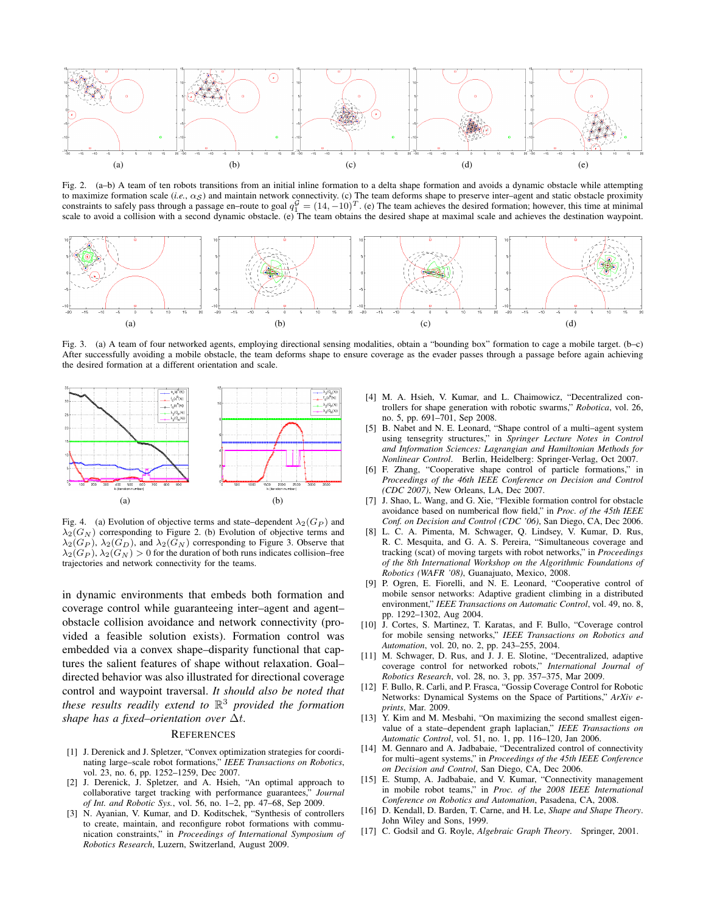(a) (b) (c) (d) (e)

Fig. 2. (a–b) A team of ten robots transitions from an initial inline formation to a delta shape formation and avoids a dynamic obstacle while attempting to maximize formation scale (*i.e.*, $\alpha_S$) and maintain network connectivity. (c) The team deforms shape to preserve inter–agent and static obstacle proximity constraints to safely pass through a passage en–route to goal $q_1^G = (14, -10)^T$. (e) The team achieves the desired formation; however, this time at minimal scale to avoid a collision with a second dynamic obstacle. (e) The team obtains the desired shape at maximal scale and achieves the destination waypoint.

(a) (b) (c) (d)

Fig. 3. (a) A team of four networked agents, employing directional sensing modalities, obtain a "bounding box" formation to cage a mobile target. (b–c) After successfully avoiding a mobile obstacle, the team deforms shape to ensure coverage as the evader passes through a passage before again achieving the desired formation at a different orientation and scale.

(a) (b)

Fig. 4. (a) Evolution of objective terms and state–dependent $\lambda_2(G_P)$ and $\lambda_2(G_N)$ corresponding to Figure 2. (b) Evolution of objective terms and $\lambda_2(G_P)$, $\lambda_2(G_D)$, and $\lambda_2(G_N)$ corresponding to Figure 3. Observe that $\lambda_2(G_P), \lambda_2(G_N) > 0$ for the duration of both runs indicates collision–free trajectories and network connectivity for the teams.

in dynamic environments that embeds both formation and coverage control while guaranteeing inter–agent and agent–obstacle collision avoidance and network connectivity (provided a feasible solution exists). Formation control was embedded via a convex shape–disparity functional that captures the salient features of shape without relaxation. Goal–directed behavior was also illustrated for directional coverage control and waypoint traversal. *It should also be noted that these results readily extend to* $\mathbb{R}^3$ *provided the formation shape has a fixed–orientation over* $\Delta t$.

## References

[1] J. Derenick and J. Spletzer, "Convex optimization strategies for coordinating large–scale robot formations," *IEEE Transactions on Robotics*, vol. 23, no. 6, pp. 1252–1259, Dec 2007.

[2] J. Derenick, J. Spletzer, and A. Hsieh, "An optimal approach to collaborative target tracking with performance guarantees," *Journal of Int. and Robotic Sys.*, vol. 56, no. 1–2, pp. 47–68, Sep 2009.

[3] N. Ayanian, V. Kumar, and D. Koditschek, "Synthesis of controllers to create, maintain, and reconfigure robot formations with communication constraints," in *Proceedings of International Symposium of Robotics Research*, Luzern, Switzerland, August 2009.

[4] M. A. Hsieh, V. Kumar, and L. Chaimowicz, "Decentralized controllers for shape generation with robotic swarms," *Robotica*, vol. 26, no. 5, pp. 691–701, Sep 2008.

[5] B. Nabet and N. E. Leonard, "Shape control of a multi–agent system using tensegrity structures," in *Springer Lecture Notes in Control and Information Sciences: Lagrangian and Hamiltonian Methods for Nonlinear Control*. Berlin, Heidelberg: Springer-Verlag, Oct 2007.

[6] F. Zhang, "Cooperative shape control of particle formations," in *Proceedings of the 46th IEEE Conference on Decision and Control (CDC 2007)*, New Orleans, LA, Dec 2007.

[7] J. Shao, L. Wang, and G. Xie, "Flexible formation control for obstacle avoidance based on numberical flow field," in *Proc. of the 45th IEEE Conf. on Decision and Control (CDC '06)*, San Diego, CA, Dec 2006.

[8] L. C. A. Pimenta, M. Schwager, Q. Lindsey, V. Kumar, D. Rus, R. C. Mesquita, and G. A. S. Pereira, "Simultaneous coverage and tracking (scat) of moving targets with robot networks," in *Proceedings of the 8th International Workshop on the Algorithmic Foundations of Robotics (WAFR '08)*, Guanajuato, Mexico, 2008.

[9] P. Ogren, E. Fiorelli, and N. E. Leonard, "Cooperative control of mobile sensor networks: Adaptive gradient climbing in a distributed environment," *IEEE Transactions on Automatic Control*, vol. 49, no. 8, pp. 1292–1302, Aug 2004.

[10] J. Cortes, S. Martinez, T. Karatas, and F. Bullo, "Coverage control for mobile sensing networks," *IEEE Transactions on Robotics and Automation*, vol. 20, no. 2, pp. 243–255, 2004.

[11] M. Schwager, D. Rus, and J. J. E. Slotine, "Decentralized, adaptive coverage control for networked robots," *International Journal of Robotics Research*, vol. 28, no. 3, pp. 357–375, Mar 2009.

[12] F. Bullo, R. Carli, and P. Frasca, "Gossip Coverage Control for Robotic Networks: Dynamical Systems on the Space of Partitions," *ArXiv e-prints*, Mar. 2009.

[13] Y. Kim and M. Mesbahi, "On maximizing the second smallest eigenvalue of a state–dependent graph laplacian," *IEEE Transactions on Automatic Control*, vol. 51, no. 1, pp. 116–120, Jan 2006.

[14] M. Gennaro and A. Jadbabaie, "Decentralized control of connectivity for multi–agent systems," in *Proceedings of the 45th IEEE Conference on Decision and Control*, San Diego, CA, Dec 2006.

[15] E. Stump, A. Jadbabaie, and V. Kumar, "Connectivity management in mobile robot teams," in *Proc. of the 2008 IEEE International Conference on Robotics and Automation*, Pasadena, CA, 2008.

[16] D. Kendall, D. Barden, T. Carne, and H. Le, *Shape and Shape Theory*. John Wiley and Sons, 1999.

[17] C. Godsil and G. Royle, *Algebraic Graph Theory*. Springer, 2001.